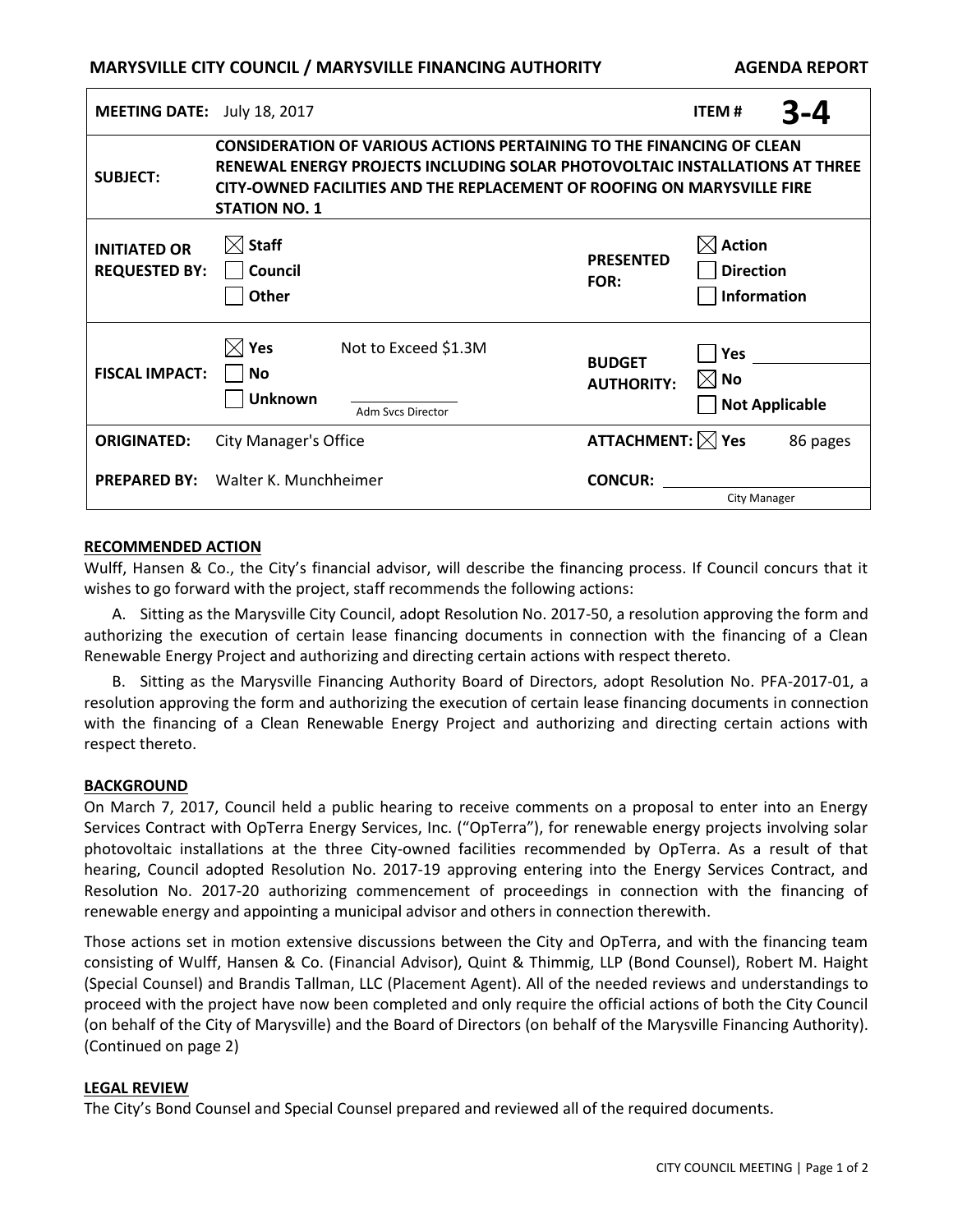**MARYSVILLE CITY COUNCIL / MARYSVILLE FINANCING AUTHORITY** **AGENDA REPORT**

| | | | |
|---|---|---|---|
| **MEETING DATE:** July 18, 2017 | | **ITEM #** | **3-4** |
| **SUBJECT:** | **CONSIDERATION OF VARIOUS ACTIONS PERTAINING TO THE FINANCING OF CLEAN RENEWAL ENERGY PROJECTS INCLUDING SOLAR PHOTOVOLTAIC INSTALLATIONS AT THREE CITY-OWNED FACILITIES AND THE REPLACEMENT OF ROOFING ON MARYSVILLE FIRE STATION NO. 1** | | |
| **INITIATED OR REQUESTED BY:** | ☒ **Staff** ☐ **Council** ☐ **Other** | **PRESENTED FOR:** | ☒ **Action** ☐ **Direction** ☐ **Information** |
| **FISCAL IMPACT:** | ☒ **Yes** Not to Exceed $1.3M ☐ **No** ☐ **Unknown** ______ Adm Svcs Director | **BUDGET AUTHORITY:** | ☐ **Yes** ______ ☒ **No** ☐ **Not Applicable** |
| **ORIGINATED:** | City Manager's Office | **ATTACHMENT:** ☒ **Yes** | 86 pages |
| **PREPARED BY:** | Walter K. Munchheimer | **CONCUR:** | ______ City Manager |

## RECOMMENDED ACTION

Wulff, Hansen & Co., the City's financial advisor, will describe the financing process. If Council concurs that it wishes to go forward with the project, staff recommends the following actions:

A. Sitting as the Marysville City Council, adopt Resolution No. 2017-50, a resolution approving the form and authorizing the execution of certain lease financing documents in connection with the financing of a Clean Renewable Energy Project and authorizing and directing certain actions with respect thereto.

B. Sitting as the Marysville Financing Authority Board of Directors, adopt Resolution No. PFA-2017-01, a resolution approving the form and authorizing the execution of certain lease financing documents in connection with the financing of a Clean Renewable Energy Project and authorizing and directing certain actions with respect thereto.

## BACKGROUND

On March 7, 2017, Council held a public hearing to receive comments on a proposal to enter into an Energy Services Contract with OpTerra Energy Services, Inc. ("OpTerra"), for renewable energy projects involving solar photovoltaic installations at the three City-owned facilities recommended by OpTerra. As a result of that hearing, Council adopted Resolution No. 2017-19 approving entering into the Energy Services Contract, and Resolution No. 2017-20 authorizing commencement of proceedings in connection with the financing of renewable energy and appointing a municipal advisor and others in connection therewith.

Those actions set in motion extensive discussions between the City and OpTerra, and with the financing team consisting of Wulff, Hansen & Co. (Financial Advisor), Quint & Thimmig, LLP (Bond Counsel), Robert M. Haight (Special Counsel) and Brandis Tallman, LLC (Placement Agent). All of the needed reviews and understandings to proceed with the project have now been completed and only require the official actions of both the City Council (on behalf of the City of Marysville) and the Board of Directors (on behalf of the Marysville Financing Authority). (Continued on page 2)

## LEGAL REVIEW

The City's Bond Counsel and Special Counsel prepared and reviewed all of the required documents.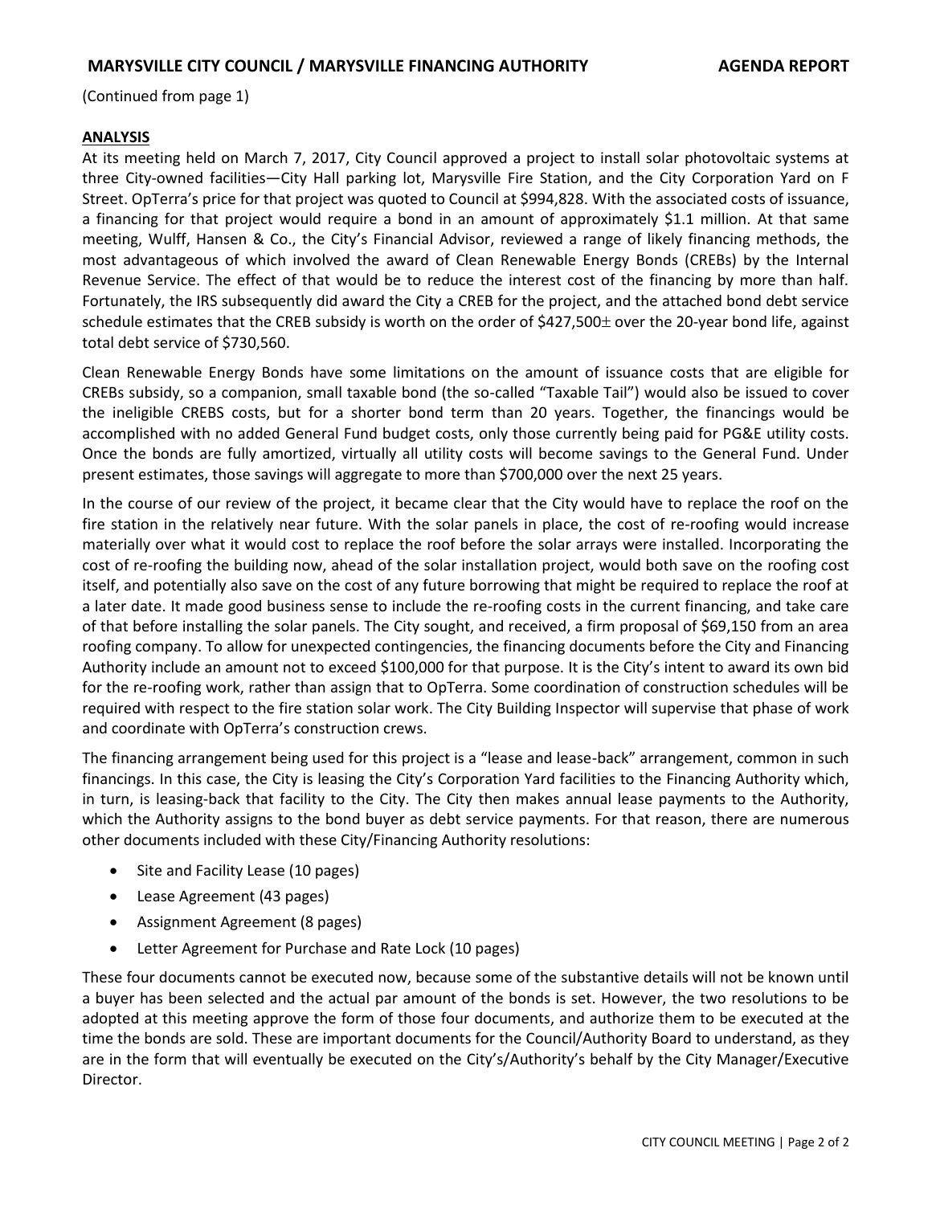(Continued from page 1)

## ANALYSIS

At its meeting held on March 7, 2017, City Council approved a project to install solar photovoltaic systems at three City-owned facilities—City Hall parking lot, Marysville Fire Station, and the City Corporation Yard on F Street. OpTerra's price for that project was quoted to Council at $994,828. With the associated costs of issuance, a financing for that project would require a bond in an amount of approximately $1.1 million. At that same meeting, Wulff, Hansen & Co., the City's Financial Advisor, reviewed a range of likely financing methods, the most advantageous of which involved the award of Clean Renewable Energy Bonds (CREBs) by the Internal Revenue Service. The effect of that would be to reduce the interest cost of the financing by more than half. Fortunately, the IRS subsequently did award the City a CREB for the project, and the attached bond debt service schedule estimates that the CREB subsidy is worth on the order of $427,500± over the 20-year bond life, against total debt service of $730,560.

Clean Renewable Energy Bonds have some limitations on the amount of issuance costs that are eligible for CREBs subsidy, so a companion, small taxable bond (the so-called "Taxable Tail") would also be issued to cover the ineligible CREBS costs, but for a shorter bond term than 20 years. Together, the financings would be accomplished with no added General Fund budget costs, only those currently being paid for PG&E utility costs. Once the bonds are fully amortized, virtually all utility costs will become savings to the General Fund. Under present estimates, those savings will aggregate to more than $700,000 over the next 25 years.

In the course of our review of the project, it became clear that the City would have to replace the roof on the fire station in the relatively near future. With the solar panels in place, the cost of re-roofing would increase materially over what it would cost to replace the roof before the solar arrays were installed. Incorporating the cost of re-roofing the building now, ahead of the solar installation project, would both save on the roofing cost itself, and potentially also save on the cost of any future borrowing that might be required to replace the roof at a later date. It made good business sense to include the re-roofing costs in the current financing, and take care of that before installing the solar panels. The City sought, and received, a firm proposal of $69,150 from an area roofing company. To allow for unexpected contingencies, the financing documents before the City and Financing Authority include an amount not to exceed $100,000 for that purpose. It is the City's intent to award its own bid for the re-roofing work, rather than assign that to OpTerra. Some coordination of construction schedules will be required with respect to the fire station solar work. The City Building Inspector will supervise that phase of work and coordinate with OpTerra's construction crews.

The financing arrangement being used for this project is a "lease and lease-back" arrangement, common in such financings. In this case, the City is leasing the City's Corporation Yard facilities to the Financing Authority which, in turn, is leasing-back that facility to the City. The City then makes annual lease payments to the Authority, which the Authority assigns to the bond buyer as debt service payments. For that reason, there are numerous other documents included with these City/Financing Authority resolutions:

- Site and Facility Lease (10 pages)
- Lease Agreement (43 pages)
- Assignment Agreement (8 pages)
- Letter Agreement for Purchase and Rate Lock (10 pages)

These four documents cannot be executed now, because some of the substantive details will not be known until a buyer has been selected and the actual par amount of the bonds is set. However, the two resolutions to be adopted at this meeting approve the form of those four documents, and authorize them to be executed at the time the bonds are sold. These are important documents for the Council/Authority Board to understand, as they are in the form that will eventually be executed on the City's/Authority's behalf by the City Manager/Executive Director.